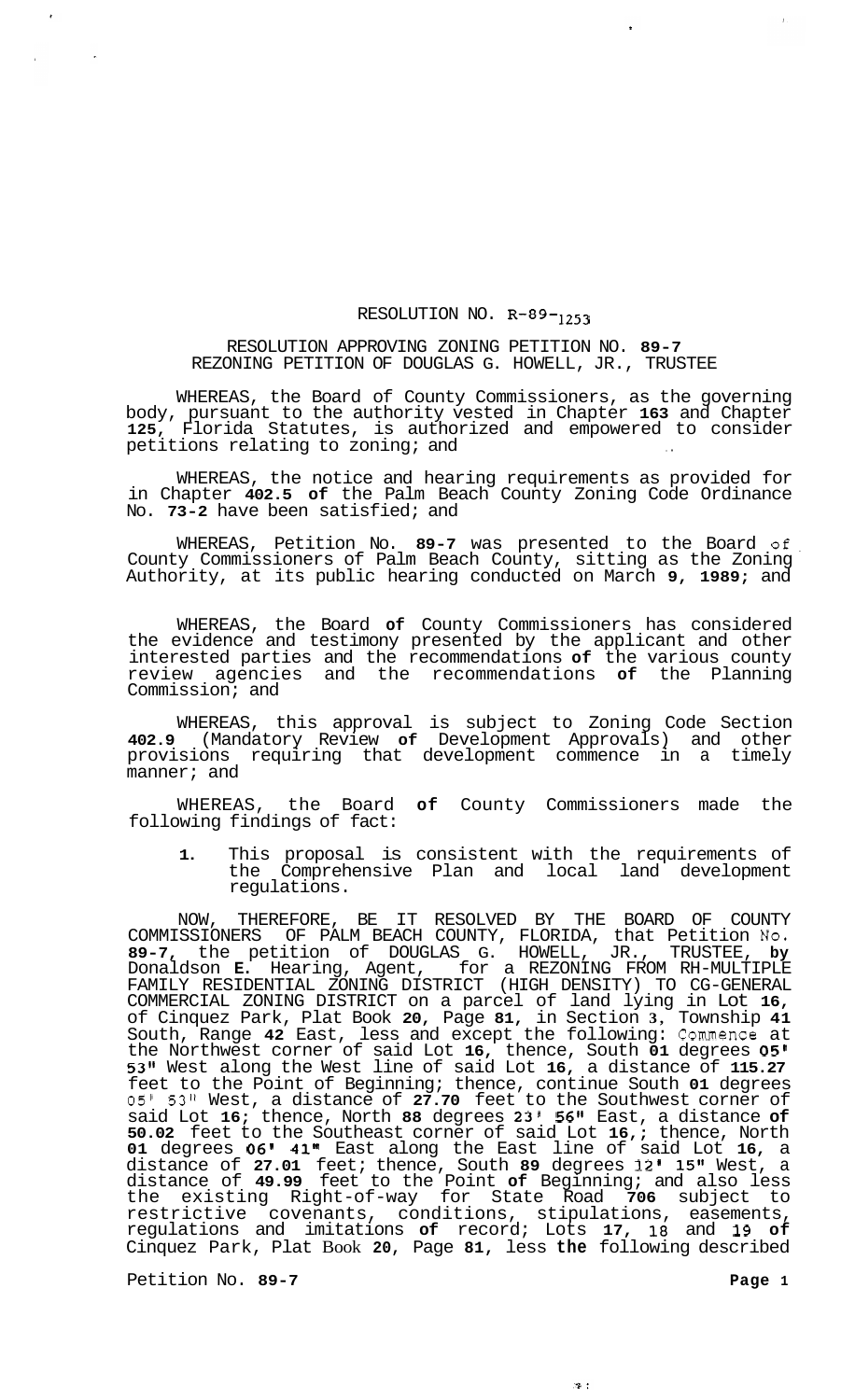RESOLUTION NO. R-89-1253

RESOLUTION APPROVING ZONING PETITION NO. 89-7
REZONING PETITION OF DOUGLAS G. HOWELL, JR., TRUSTEE

WHEREAS, the Board of County Commissioners, as the governing body, pursuant to the authority vested in Chapter 163 and Chapter 125, Florida Statutes, is authorized and empowered to consider petitions relating to zoning; and

WHEREAS, the notice and hearing requirements as provided for in Chapter 402.5 of the Palm Beach County Zoning Code Ordinance No. 73-2 have been satisfied; and

WHEREAS, Petition No. 89-7 was presented to the Board of County Commissioners of Palm Beach County, sitting as the Zoning Authority, at its public hearing conducted on March 9, 1989; and

WHEREAS, the Board of County Commissioners has considered the evidence and testimony presented by the applicant and other interested parties and the recommendations of the various county review agencies and the recommendations of the Planning Commission; and

WHEREAS, this approval is subject to Zoning Code Section 402.9 (Mandatory Review of Development Approvals) and other provisions requiring that development commence in a timely manner; and

WHEREAS, the Board of County Commissioners made the following findings of fact:

1. This proposal is consistent with the requirements of the Comprehensive Plan and local land development regulations.

NOW, THEREFORE, BE IT RESOLVED BY THE BOARD OF COUNTY COMMISSIONERS OF PALM BEACH COUNTY, FLORIDA, that Petition No. 89-7, the petition of DOUGLAS G. HOWELL, JR., TRUSTEE, by Donaldson E. Hearing, Agent, for a REZONING FROM RH-MULTIPLE FAMILY RESIDENTIAL ZONING DISTRICT (HIGH DENSITY) TO CG-GENERAL COMMERCIAL ZONING DISTRICT on a parcel of land lying in Lot 16, of Cinquez Park, Plat Book 20, Page 81, in Section 3, Township 41 South, Range 42 East, less and except the following: Commence at the Northwest corner of said Lot 16, thence, South 01 degrees 05' 53" West along the West line of said Lot 16, a distance of 115.27 feet to the Point of Beginning; thence, continue South 01 degrees 05' 53" West, a distance of 27.70 feet to the Southwest corner of said Lot 16; thence, North 88 degrees 23' 56" East, a distance of 50.02 feet to the Southeast corner of said Lot 16,; thence, North 01 degrees 06' 41" East along the East line of said Lot 16, a distance of 27.01 feet; thence, South 89 degrees 12' 15" West, a distance of 49.99 feet to the Point of Beginning; and also less the existing Right-of-way for State Road 706 subject to restrictive covenants, conditions, stipulations, easements, regulations and imitations of record; Lots 17, 18 and 19 of Cinquez Park, Plat Book 20, Page 81, less the following described

Petition No. 89-7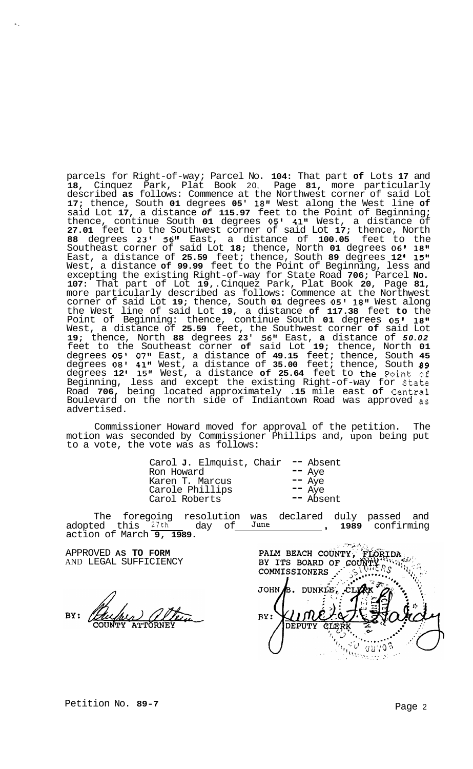parcels for Right-of-way; Parcel No. 104: That part of Lots 17 and 18, Cinquez Park, Plat Book 20, Page 81, more particularly described as follows: Commence at the Northwest corner of said Lot 17; thence, South 01 degrees 05' 18" West along the West line of said Lot 17, a distance of 115.97 feet to the Point of Beginning; thence, continue South 01 degrees 05' 41" West, a distance of 27.01 feet to the Southwest corner of said Lot 17; thence, North 88 degrees 23' 56" East, a distance of 100.05 feet to the Southeast corner of said Lot 18; thence, North 01 degrees 06' 18" East, a distance of 25.59 feet; thence, South 89 degrees 12' 15" West, a distance of 99.99 feet to the Point of Beginning, less and excepting the existing Right-of-way for State Road 706; Parcel No. 107: That part of Lot 19, Cinquez Park, Plat Book 20, Page 81, more particularly described as follows: Commence at the Northwest corner of said Lot 19; thence, South 01 degrees 05' 18" West along the West line of said Lot 19, a distance of 117.38 feet to the Point of Beginning: thence, continue South 01 degrees 05' 18" West, a distance of 25.59 feet, the Southwest corner of said Lot 19; thence, North 88 degrees 23' 56" East, a distance of 50.02 feet to the Southeast corner of said Lot 19; thence, North 01 degrees 05' 07" East, a distance of 49.15 feet; thence, South 45 degrees 08' 41" West, a distance of 35.00 feet; thence, South 89 degrees 12' 15" West, a distance of 25.64 feet to the Point of Beginning, less and except the existing Right-of-way for State Road 706, being located approximately .15 mile east of Central Boulevard on the north side of Indiantown Road was approved as advertised.

Commissioner Howard moved for approval of the petition. The motion was seconded by Commissioner Phillips and, upon being put to a vote, the vote was as follows:

| | |
|---|---|
| Carol J. Elmquist, Chair | -- Absent |
| Ron Howard | -- Aye |
| Karen T. Marcus | -- Aye |
| Carole Phillips | -- Aye |
| Carol Roberts | -- Absent |

The foregoing resolution was declared duly passed and adopted this 27th day of June, 1989 confirming action of March 9, 1989.

APPROVED AS TO FORM AND LEGAL SUFFICIENCY

BY: COUNTY ATTORNEY

PALM BEACH COUNTY, FLORIDA BY ITS BOARD OF COUNTY COMMISSIONERS

JOHN B. DUNKLE, CLERK

BY: DEPUTY CLERK

Petition No. 89-7